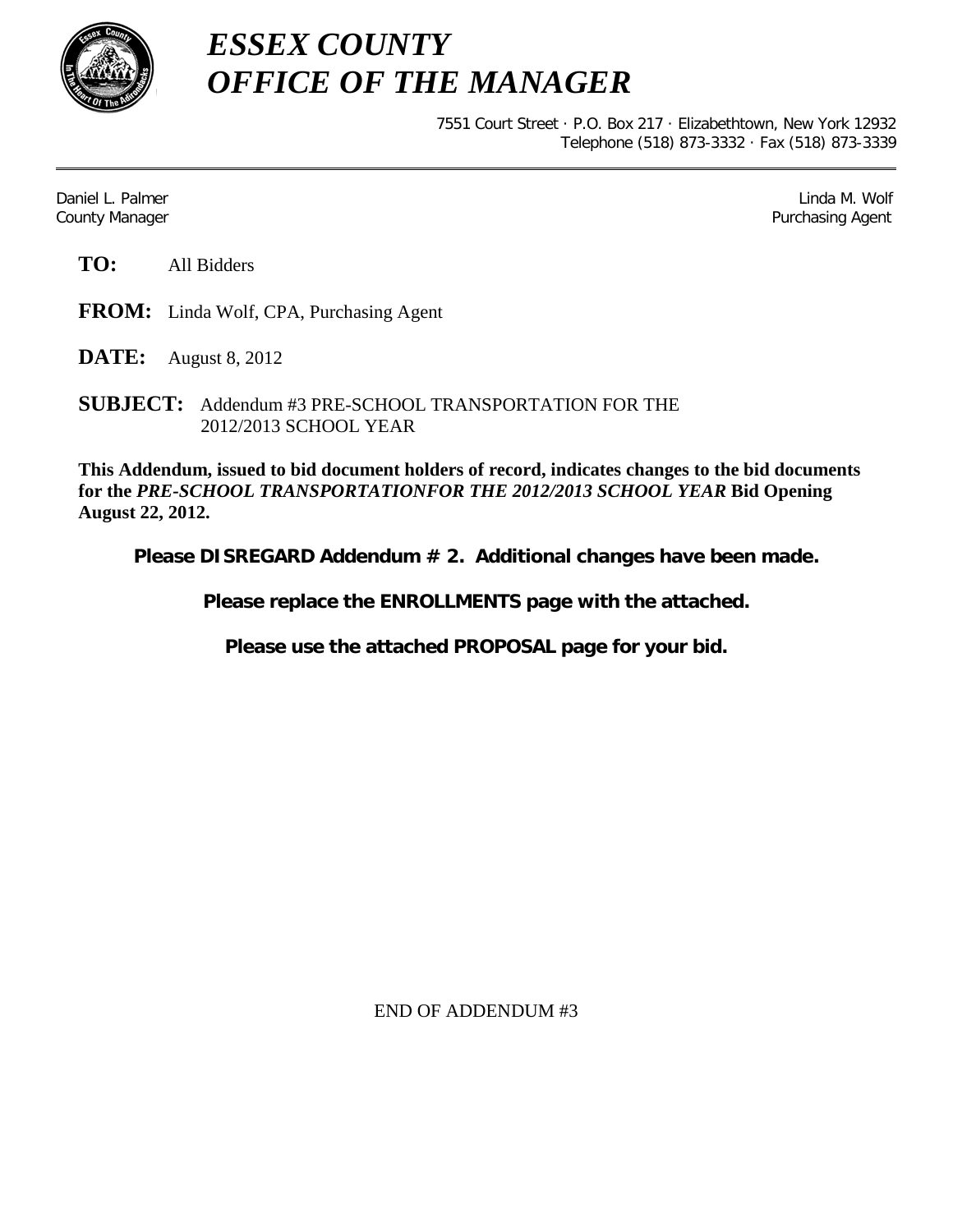# *ESSEX COUNTY*
# *OFFICE OF THE MANAGER*

7551 Court Street · P.O. Box 217 · Elizabethtown, New York 12932
Telephone (518) 873-3332 · Fax (518) 873-3339

Daniel L. Palmer
County Manager

Linda M. Wolf
Purchasing Agent

**TO:** All Bidders

**FROM:** Linda Wolf, CPA, Purchasing Agent

**DATE:** August 8, 2012

**SUBJECT:** Addendum #3 PRE-SCHOOL TRANSPORTATION FOR THE 2012/2013 SCHOOL YEAR

**This Addendum, issued to bid document holders of record, indicates changes to the bid documents for the *PRE-SCHOOL TRANSPORTATIONFOR THE 2012/2013 SCHOOL YEAR* Bid Opening August 22, 2012.**

**Please DISREGARD Addendum # 2. Additional changes have been made.**

**Please replace the ENROLLMENTS page with the attached.**

**Please use the attached PROPOSAL page for your bid.**

END OF ADDENDUM #3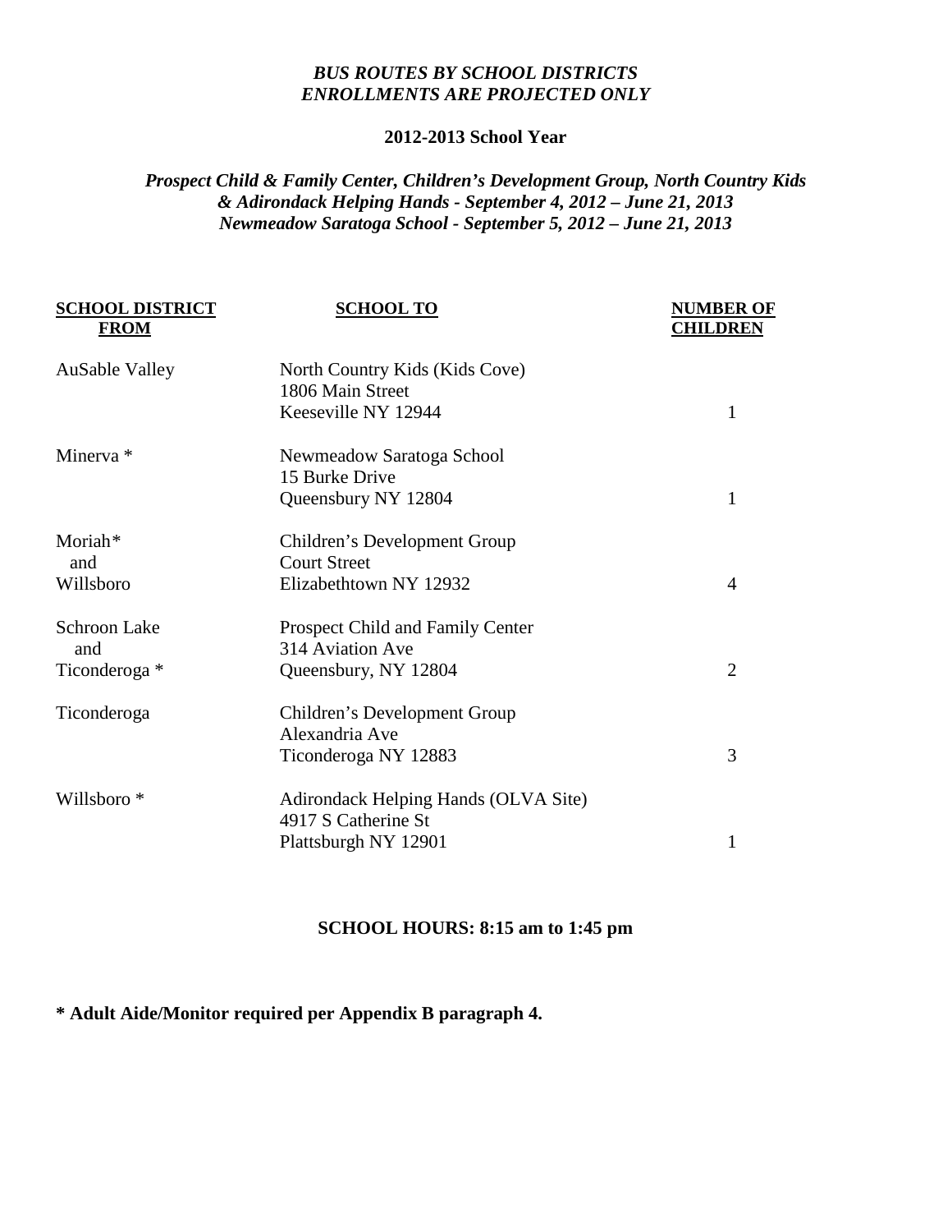***BUS ROUTES BY SCHOOL DISTRICTS***
***ENROLLMENTS ARE PROJECTED ONLY***

**2012-2013 School Year**

***Prospect Child & Family Center, Children's Development Group, North Country Kids & Adirondack Helping Hands - September 4, 2012 – June 21, 2013***
***Newmeadow Saratoga School - September 5, 2012 – June 21, 2013***

| SCHOOL DISTRICT FROM | SCHOOL TO | NUMBER OF CHILDREN |
|---|---|---|
| AuSable Valley | North Country Kids (Kids Cove)<br>1806 Main Street<br>Keeseville NY 12944 | 1 |
| Minerva * | Newmeadow Saratoga School<br>15 Burke Drive<br>Queensbury NY 12804 | 1 |
| Moriah*<br>and<br>Willsboro | Children's Development Group<br>Court Street<br>Elizabethtown NY 12932 | 4 |
| Schroon Lake<br>and<br>Ticonderoga * | Prospect Child and Family Center<br>314 Aviation Ave<br>Queensbury, NY 12804 | 2 |
| Ticonderoga | Children's Development Group<br>Alexandria Ave<br>Ticonderoga NY 12883 | 3 |
| Willsboro * | Adirondack Helping Hands (OLVA Site)<br>4917 S Catherine St<br>Plattsburgh NY 12901 | 1 |

**SCHOOL HOURS: 8:15 am to 1:45 pm**

**\* Adult Aide/Monitor required per Appendix B paragraph 4.**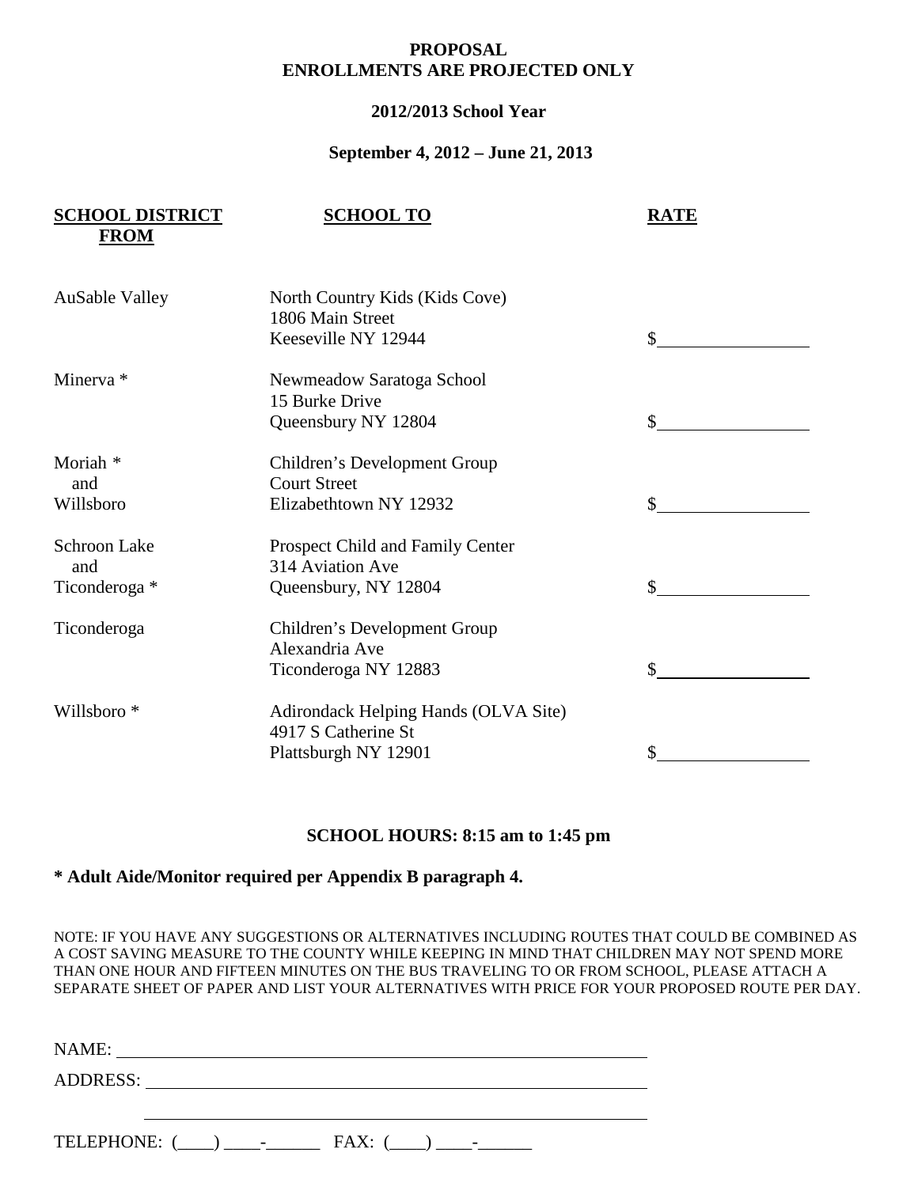**PROPOSAL**
**ENROLLMENTS ARE PROJECTED ONLY**

**2012/2013 School Year**

**September 4, 2012 – June 21, 2013**

| SCHOOL DISTRICT FROM | SCHOOL TO | RATE |
|---|---|---|
| AuSable Valley | North Country Kids (Kids Cove)<br>1806 Main Street<br>Keeseville NY 12944 | $________________ |
| Minerva * | Newmeadow Saratoga School<br>15 Burke Drive<br>Queensbury NY 12804 | $________________ |
| Moriah *<br>and<br>Willsboro | Children's Development Group<br>Court Street<br>Elizabethtown NY 12932 | $________________ |
| Schroon Lake<br>and<br>Ticonderoga * | Prospect Child and Family Center<br>314 Aviation Ave<br>Queensbury, NY 12804 | $________________ |
| Ticonderoga | Children's Development Group<br>Alexandria Ave<br>Ticonderoga NY 12883 | $________________ |
| Willsboro * | Adirondack Helping Hands (OLVA Site)<br>4917 S Catherine St<br>Plattsburgh NY 12901 | $________________ |

**SCHOOL HOURS: 8:15 am to 1:45 pm**

**\* Adult Aide/Monitor required per Appendix B paragraph 4.**

NOTE: IF YOU HAVE ANY SUGGESTIONS OR ALTERNATIVES INCLUDING ROUTES THAT COULD BE COMBINED AS A COST SAVING MEASURE TO THE COUNTY WHILE KEEPING IN MIND THAT CHILDREN MAY NOT SPEND MORE THAN ONE HOUR AND FIFTEEN MINUTES ON THE BUS TRAVELING TO OR FROM SCHOOL, PLEASE ATTACH A SEPARATE SHEET OF PAPER AND LIST YOUR ALTERNATIVES WITH PRICE FOR YOUR PROPOSED ROUTE PER DAY.

NAME: ____________________________________________________________

ADDRESS: _________________________________________________________

__________________________________________________________________

TELEPHONE: (____) ____-______ FAX: (____) ____-______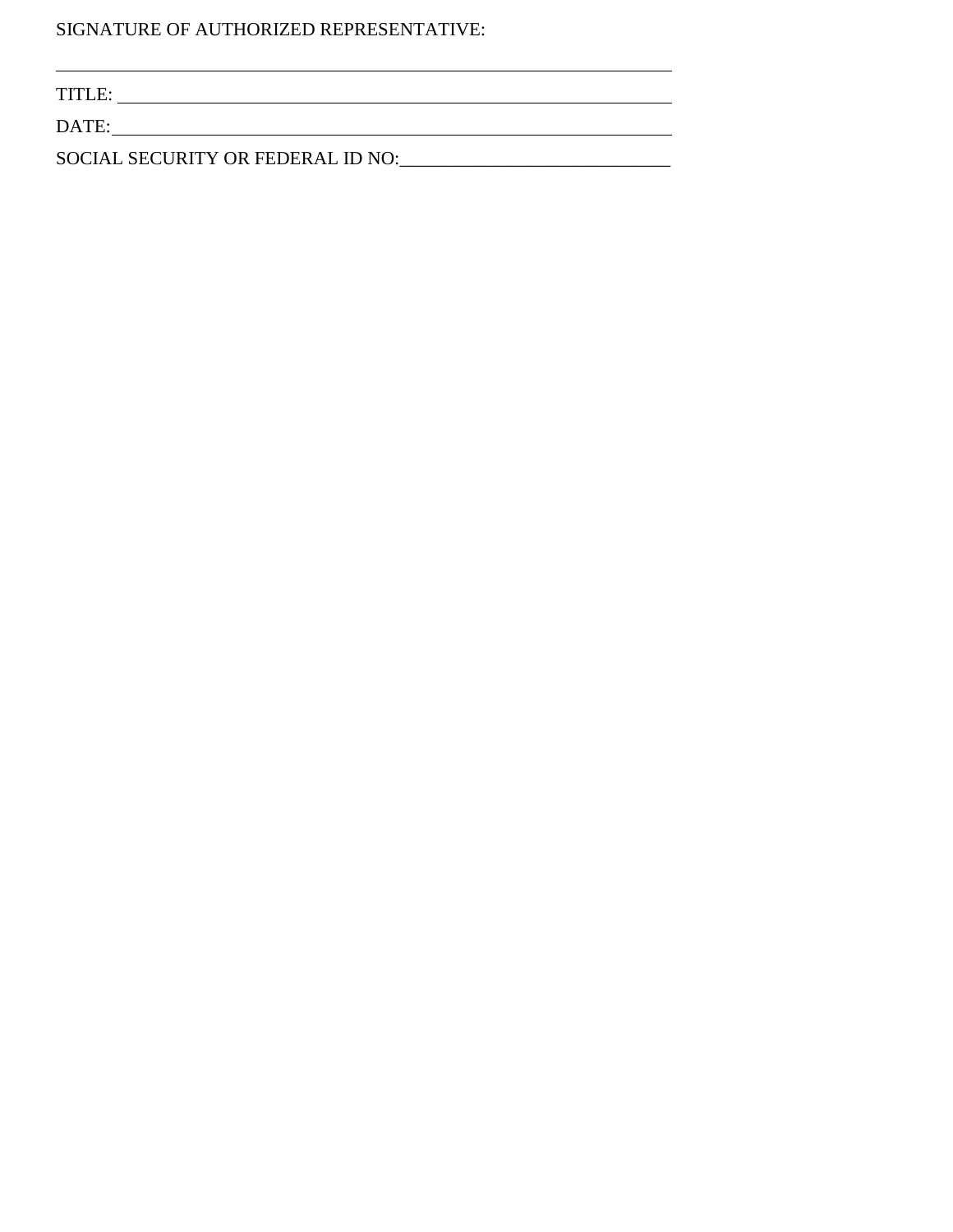SIGNATURE OF AUTHORIZED REPRESENTATIVE:

______________________________________________________________________

TITLE: _______________________________________________________________

DATE:_________________________________________________________________

SOCIAL SECURITY OR FEDERAL ID NO:_____________________________